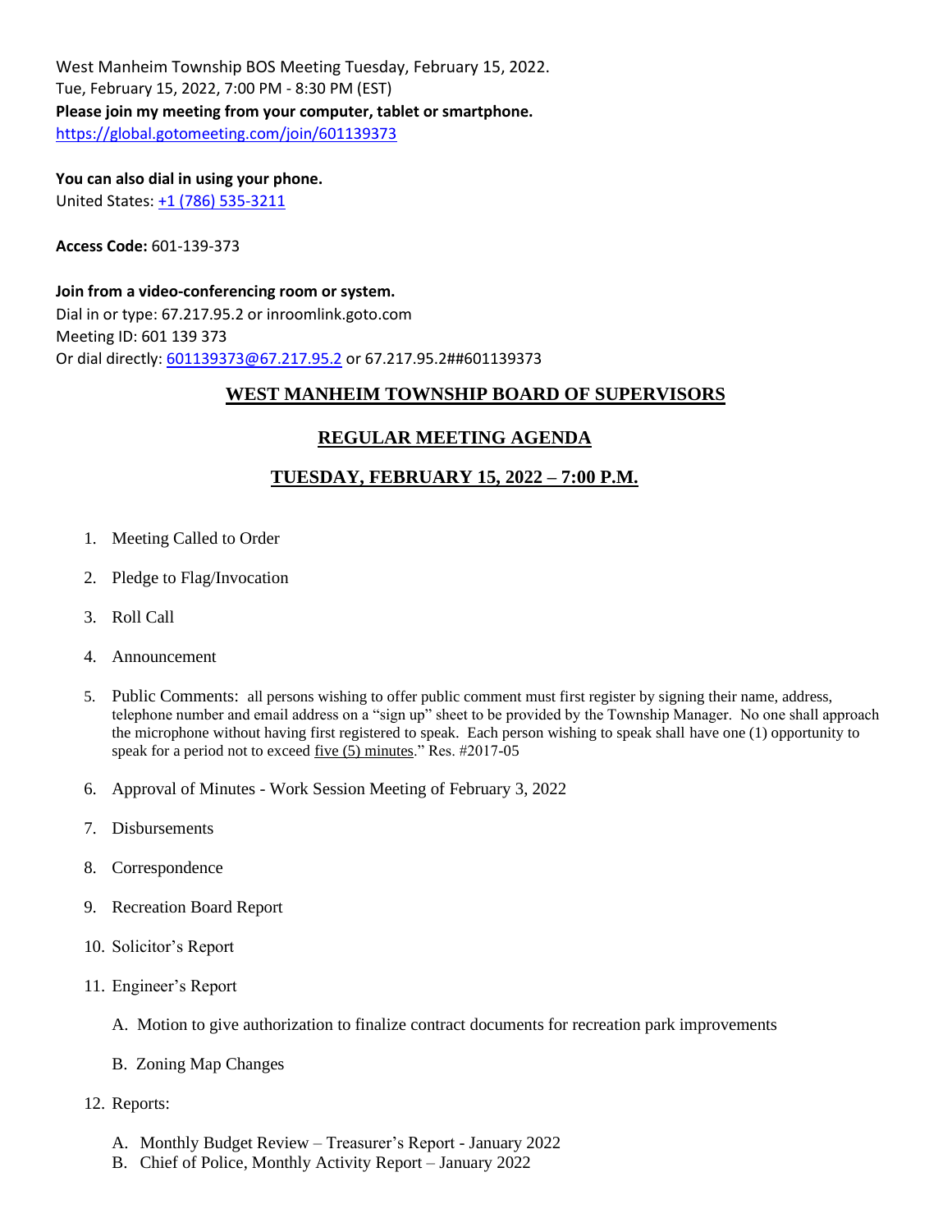West Manheim Township BOS Meeting Tuesday, February 15, 2022.
Tue, February 15, 2022, 7:00 PM - 8:30 PM (EST)
**Please join my meeting from your computer, tablet or smartphone.**
https://global.gotomeeting.com/join/601139373

**You can also dial in using your phone.**
United States: +1 (786) 535-3211

**Access Code:** 601-139-373

**Join from a video-conferencing room or system.**
Dial in or type: 67.217.95.2 or inroomlink.goto.com
Meeting ID: 601 139 373
Or dial directly: 601139373@67.217.95.2 or 67.217.95.2##601139373

## WEST MANHEIM TOWNSHIP BOARD OF SUPERVISORS

## REGULAR MEETING AGENDA

## TUESDAY, FEBRUARY 15, 2022 – 7:00 P.M.

1. Meeting Called to Order
2. Pledge to Flag/Invocation
3. Roll Call
4. Announcement
5. Public Comments: all persons wishing to offer public comment must first register by signing their name, address, telephone number and email address on a "sign up" sheet to be provided by the Township Manager. No one shall approach the microphone without having first registered to speak. Each person wishing to speak shall have one (1) opportunity to speak for a period not to exceed five (5) minutes." Res. #2017-05
6. Approval of Minutes - Work Session Meeting of February 3, 2022
7. Disbursements
8. Correspondence
9. Recreation Board Report
10. Solicitor's Report
11. Engineer's Report
    A. Motion to give authorization to finalize contract documents for recreation park improvements
    B. Zoning Map Changes
12. Reports:
    A. Monthly Budget Review – Treasurer's Report - January 2022
    B. Chief of Police, Monthly Activity Report – January 2022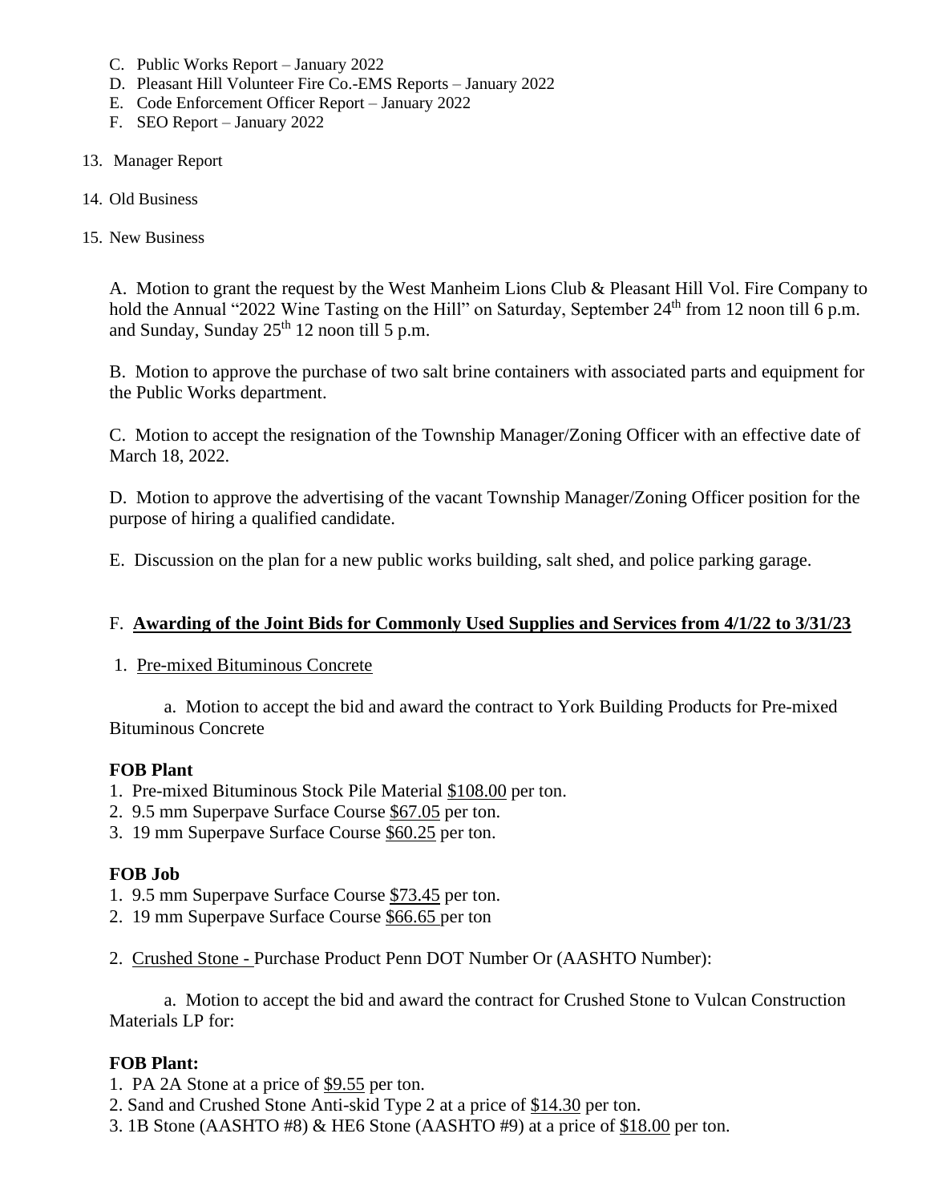C. Public Works Report – January 2022
D. Pleasant Hill Volunteer Fire Co.-EMS Reports – January 2022
E. Code Enforcement Officer Report – January 2022
F. SEO Report – January 2022

13. Manager Report

14. Old Business

15. New Business

A. Motion to grant the request by the West Manheim Lions Club & Pleasant Hill Vol. Fire Company to hold the Annual "2022 Wine Tasting on the Hill" on Saturday, September 24th from 12 noon till 6 p.m. and Sunday, Sunday 25th 12 noon till 5 p.m.

B. Motion to approve the purchase of two salt brine containers with associated parts and equipment for the Public Works department.

C. Motion to accept the resignation of the Township Manager/Zoning Officer with an effective date of March 18, 2022.

D. Motion to approve the advertising of the vacant Township Manager/Zoning Officer position for the purpose of hiring a qualified candidate.

E. Discussion on the plan for a new public works building, salt shed, and police parking garage.

F. **Awarding of the Joint Bids for Commonly Used Supplies and Services from 4/1/22 to 3/31/23**

1. Pre-mixed Bituminous Concrete

a. Motion to accept the bid and award the contract to York Building Products for Pre-mixed Bituminous Concrete

**FOB Plant**

1. Pre-mixed Bituminous Stock Pile Material $108.00 per ton.
2. 9.5 mm Superpave Surface Course $67.05 per ton.
3. 19 mm Superpave Surface Course $60.25 per ton.

**FOB Job**

1. 9.5 mm Superpave Surface Course $73.45 per ton.
2. 19 mm Superpave Surface Course $66.65 per ton

2. Crushed Stone - Purchase Product Penn DOT Number Or (AASHTO Number):

a. Motion to accept the bid and award the contract for Crushed Stone to Vulcan Construction Materials LP for:

**FOB Plant:**

1. PA 2A Stone at a price of $9.55 per ton.
2. Sand and Crushed Stone Anti-skid Type 2 at a price of $14.30 per ton.
3. 1B Stone (AASHTO #8) & HE6 Stone (AASHTO #9) at a price of $18.00 per ton.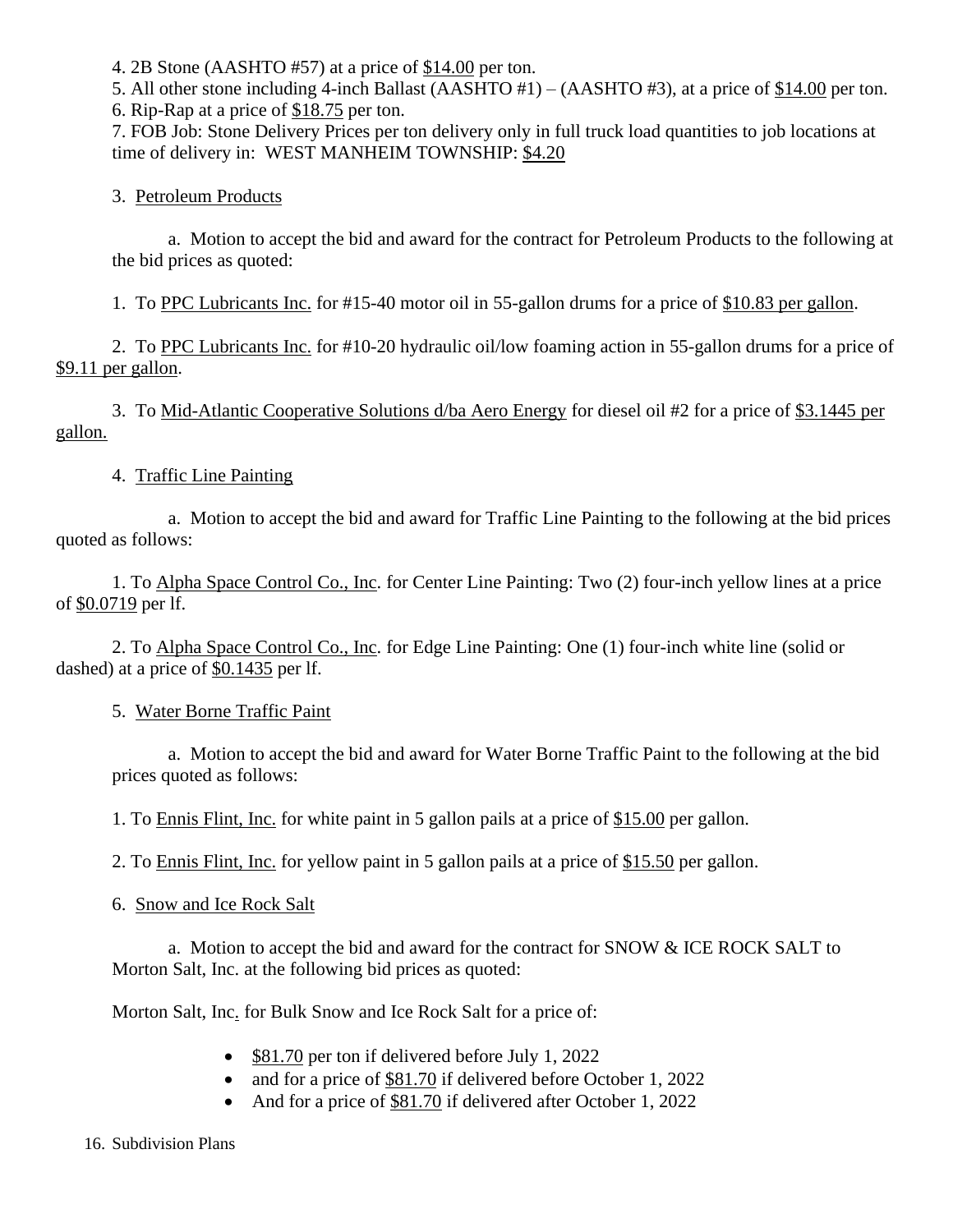4. 2B Stone (AASHTO #57) at a price of <u>$14.00</u> per ton.

5. All other stone including 4-inch Ballast (AASHTO #1) – (AASHTO #3), at a price of <u>$14.00</u> per ton.

6. Rip-Rap at a price of <u>$18.75</u> per ton.

7. FOB Job: Stone Delivery Prices per ton delivery only in full truck load quantities to job locations at time of delivery in: WEST MANHEIM TOWNSHIP: <u>$4.20</u>

3. <u>Petroleum Products</u>

a. Motion to accept the bid and award for the contract for Petroleum Products to the following at the bid prices as quoted:

1. To <u>PPC Lubricants Inc.</u> for #15-40 motor oil in 55-gallon drums for a price of <u>$10.83 per gallon</u>.

2. To <u>PPC Lubricants Inc.</u> for #10-20 hydraulic oil/low foaming action in 55-gallon drums for a price of <u>$9.11 per gallon</u>.

3. To <u>Mid-Atlantic Cooperative Solutions d/ba Aero Energy</u> for diesel oil #2 for a price of <u>$3.1445 per gallon.</u>

4. <u>Traffic Line Painting</u>

a. Motion to accept the bid and award for Traffic Line Painting to the following at the bid prices quoted as follows:

1. To <u>Alpha Space Control Co., Inc</u>. for Center Line Painting: Two (2) four-inch yellow lines at a price of <u>$0.0719</u> per lf.

2. To <u>Alpha Space Control Co., Inc</u>. for Edge Line Painting: One (1) four-inch white line (solid or dashed) at a price of <u>$0.1435</u> per lf.

5. <u>Water Borne Traffic Paint</u>

a. Motion to accept the bid and award for Water Borne Traffic Paint to the following at the bid prices quoted as follows:

1. To <u>Ennis Flint, Inc.</u> for white paint in 5 gallon pails at a price of <u>$15.00</u> per gallon.

2. To <u>Ennis Flint, Inc.</u> for yellow paint in 5 gallon pails at a price of <u>$15.50</u> per gallon.

6. <u>Snow and Ice Rock Salt</u>

a. Motion to accept the bid and award for the contract for SNOW & ICE ROCK SALT to Morton Salt, Inc. at the following bid prices as quoted:

Morton Salt, Inc. for Bulk Snow and Ice Rock Salt for a price of:

- <u>$81.70</u> per ton if delivered before July 1, 2022
- and for a price of <u>$81.70</u> if delivered before October 1, 2022
- And for a price of <u>$81.70</u> if delivered after October 1, 2022

16. Subdivision Plans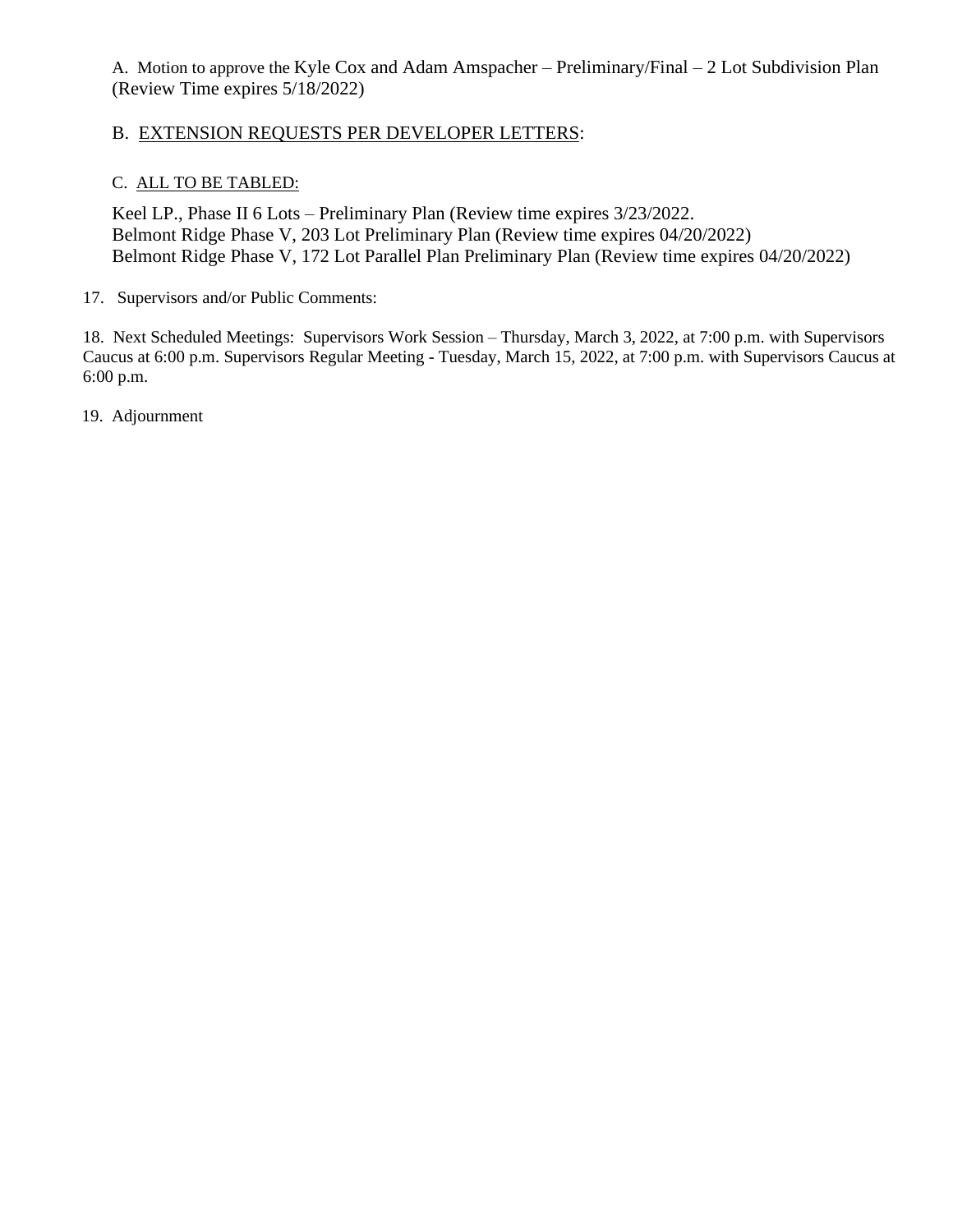A. Motion to approve the Kyle Cox and Adam Amspacher – Preliminary/Final – 2 Lot Subdivision Plan (Review Time expires 5/18/2022)

B. <u>EXTENSION REQUESTS PER DEVELOPER LETTERS</u>:

C. <u>ALL TO BE TABLED:</u>

Keel LP., Phase II 6 Lots – Preliminary Plan (Review time expires 3/23/2022.
Belmont Ridge Phase V, 203 Lot Preliminary Plan (Review time expires 04/20/2022)
Belmont Ridge Phase V, 172 Lot Parallel Plan Preliminary Plan (Review time expires 04/20/2022)

17. Supervisors and/or Public Comments:

18. Next Scheduled Meetings: Supervisors Work Session – Thursday, March 3, 2022, at 7:00 p.m. with Supervisors Caucus at 6:00 p.m. Supervisors Regular Meeting - Tuesday, March 15, 2022, at 7:00 p.m. with Supervisors Caucus at 6:00 p.m.

19. Adjournment